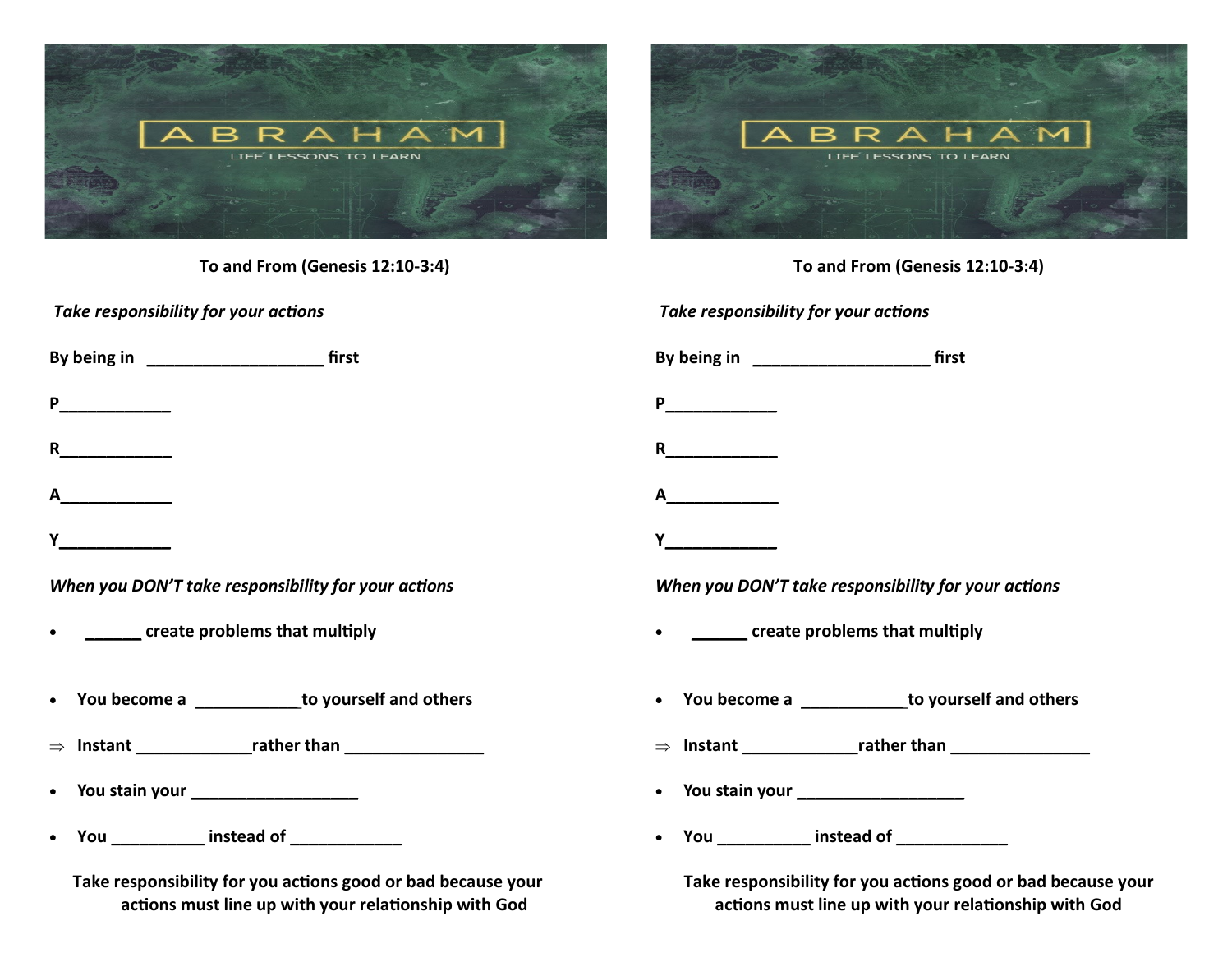# ABRAHAM

LIFE LESSONS TO LEARN

**To and From (Genesis 12:10-3:4)**

***Take responsibility for your actions***

**By being in ___________________ first**

**P____________**

**R____________**

**A____________**

**Y____________**

***When you DON'T take responsibility for your actions***

- **______ create problems that multiply**
- **You become a ___________to yourself and others**

⇒ **Instant ____________rather than _______________**

- **You stain your __________________**
- **You __________ instead of ____________**

**Take responsibility for you actions good or bad because your actions must line up with your relationship with God**

# ABRAHAM

LIFE LESSONS TO LEARN

**To and From (Genesis 12:10-3:4)**

***Take responsibility for your actions***

**By being in ___________________ first**

**P____________**

**R____________**

**A____________**

**Y____________**

***When you DON'T take responsibility for your actions***

- **______ create problems that multiply**
- **You become a ___________to yourself and others**

⇒ **Instant ____________rather than _______________**

- **You stain your __________________**
- **You __________ instead of ____________**

**Take responsibility for you actions good or bad because your actions must line up with your relationship with God**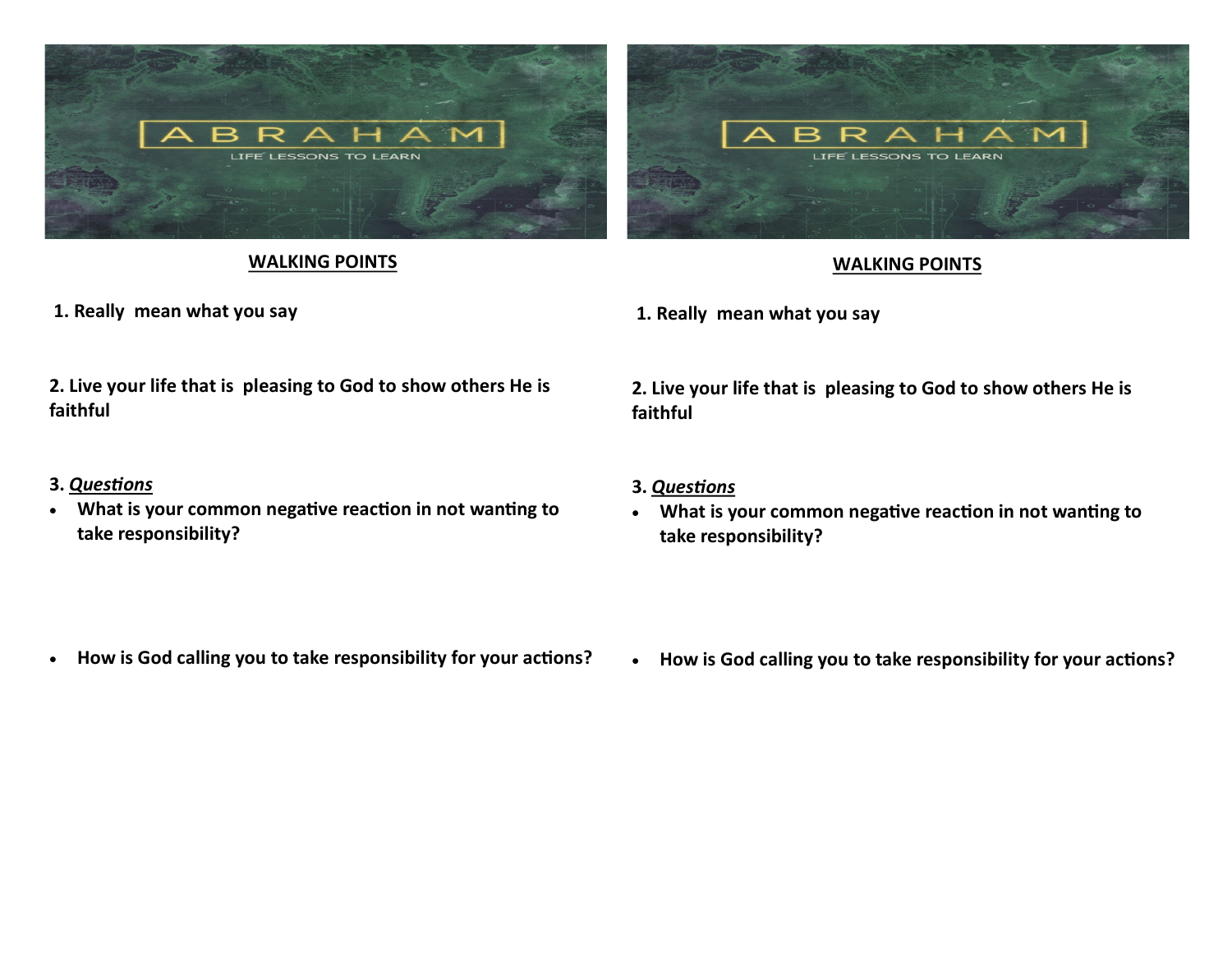ABRAHAM

LIFE LESSONS TO LEARN

**WALKING POINTS**

**1. Really  mean what you say**

**2. Live your life that is  pleasing to God to show others He is faithful**

**3. *Questions***

- **What is your common negative reaction in not wanting to take responsibility?**

- **How is God calling you to take responsibility for your actions?**

ABRAHAM

LIFE LESSONS TO LEARN

**WALKING POINTS**

**1. Really  mean what you say**

**2. Live your life that is  pleasing to God to show others He is faithful**

**3. *Questions***

- **What is your common negative reaction in not wanting to take responsibility?**

- **How is God calling you to take responsibility for your actions?**